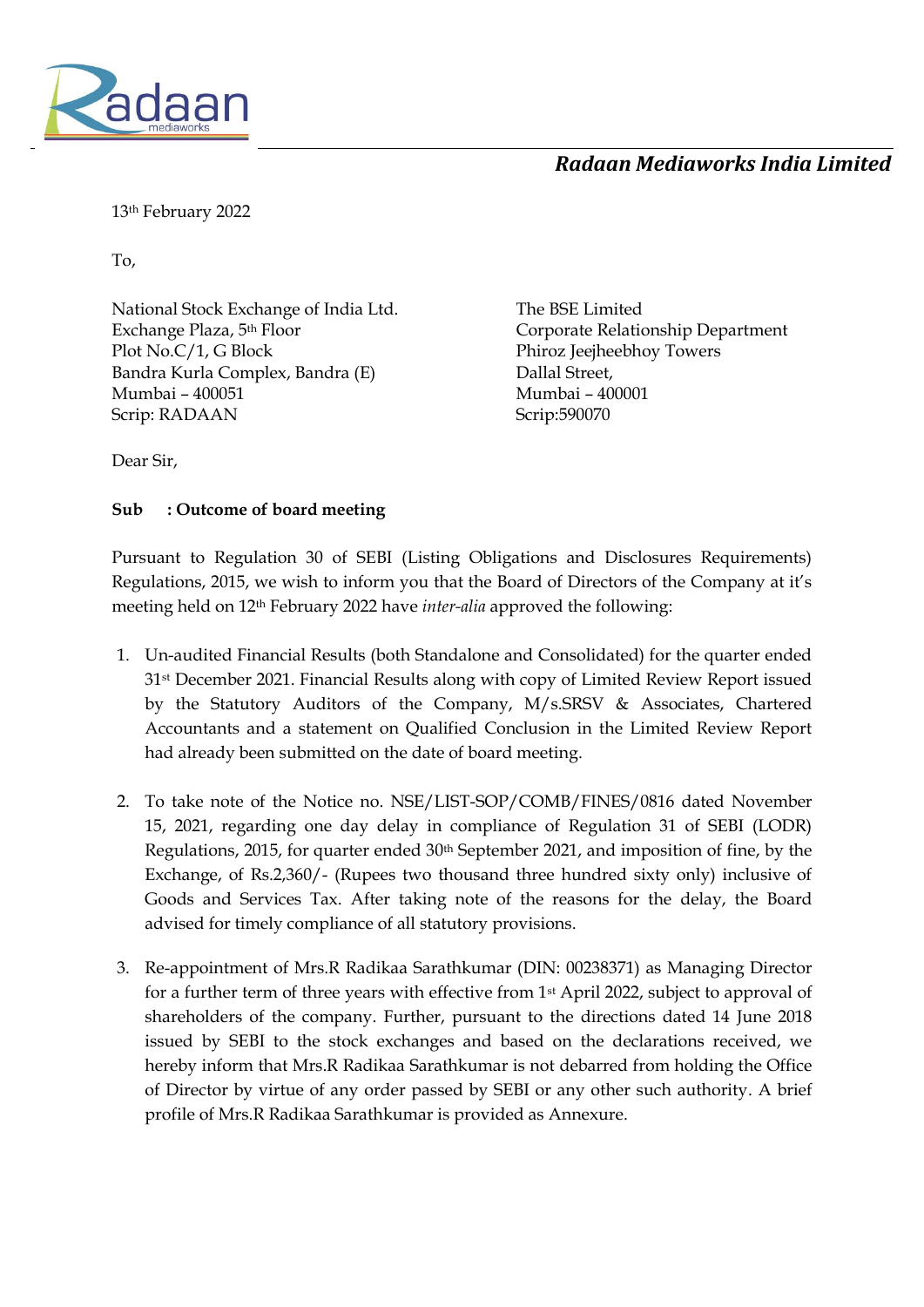**Radaan Mediaworks India Limited**

13th February 2022

To,

National Stock Exchange of India Ltd.
Exchange Plaza, 5th Floor
Plot No.C/1, G Block
Bandra Kurla Complex, Bandra (E)
Mumbai – 400051
Scrip: RADAAN

The BSE Limited
Corporate Relationship Department
Phiroz Jeejheebhoy Towers
Dallal Street,
Mumbai – 400001
Scrip:590070

Dear Sir,

**Sub : Outcome of board meeting**

Pursuant to Regulation 30 of SEBI (Listing Obligations and Disclosures Requirements) Regulations, 2015, we wish to inform you that the Board of Directors of the Company at it's meeting held on 12th February 2022 have *inter-alia* approved the following:

1. Un-audited Financial Results (both Standalone and Consolidated) for the quarter ended 31st December 2021. Financial Results along with copy of Limited Review Report issued by the Statutory Auditors of the Company, M/s.SRSV & Associates, Chartered Accountants and a statement on Qualified Conclusion in the Limited Review Report had already been submitted on the date of board meeting.

2. To take note of the Notice no. NSE/LIST-SOP/COMB/FINES/0816 dated November 15, 2021, regarding one day delay in compliance of Regulation 31 of SEBI (LODR) Regulations, 2015, for quarter ended 30th September 2021, and imposition of fine, by the Exchange, of Rs.2,360/- (Rupees two thousand three hundred sixty only) inclusive of Goods and Services Tax. After taking note of the reasons for the delay, the Board advised for timely compliance of all statutory provisions.

3. Re-appointment of Mrs.R Radikaa Sarathkumar (DIN: 00238371) as Managing Director for a further term of three years with effective from 1st April 2022, subject to approval of shareholders of the company. Further, pursuant to the directions dated 14 June 2018 issued by SEBI to the stock exchanges and based on the declarations received, we hereby inform that Mrs.R Radikaa Sarathkumar is not debarred from holding the Office of Director by virtue of any order passed by SEBI or any other such authority. A brief profile of Mrs.R Radikaa Sarathkumar is provided as Annexure.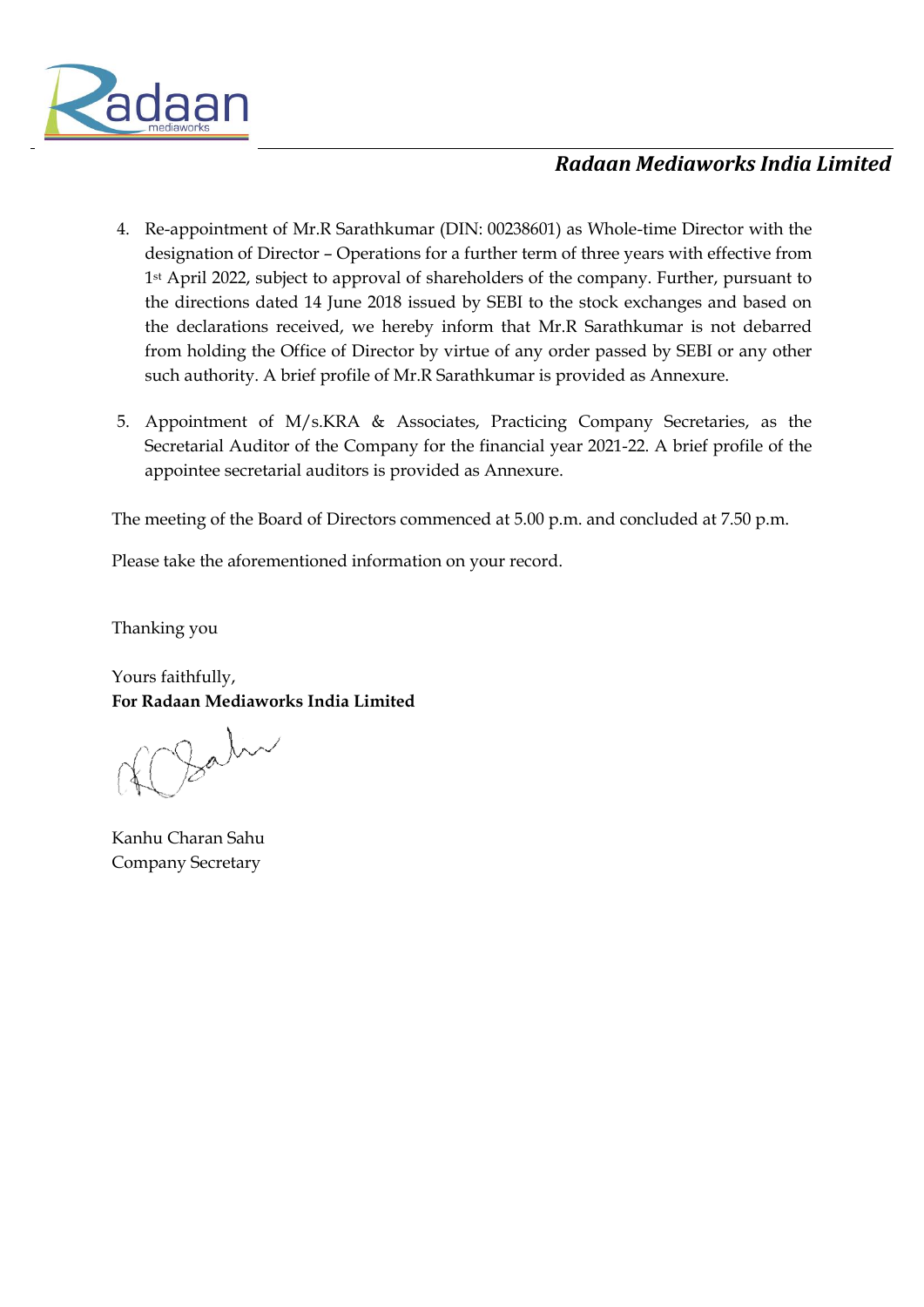4. Re-appointment of Mr.R Sarathkumar (DIN: 00238601) as Whole-time Director with the designation of Director – Operations for a further term of three years with effective from 1st April 2022, subject to approval of shareholders of the company. Further, pursuant to the directions dated 14 June 2018 issued by SEBI to the stock exchanges and based on the declarations received, we hereby inform that Mr.R Sarathkumar is not debarred from holding the Office of Director by virtue of any order passed by SEBI or any other such authority. A brief profile of Mr.R Sarathkumar is provided as Annexure.

5. Appointment of M/s.KRA & Associates, Practicing Company Secretaries, as the Secretarial Auditor of the Company for the financial year 2021-22. A brief profile of the appointee secretarial auditors is provided as Annexure.

The meeting of the Board of Directors commenced at 5.00 p.m. and concluded at 7.50 p.m.

Please take the aforementioned information on your record.

Thanking you

Yours faithfully,
**For Radaan Mediaworks India Limited**

Kanhu Charan Sahu
Company Secretary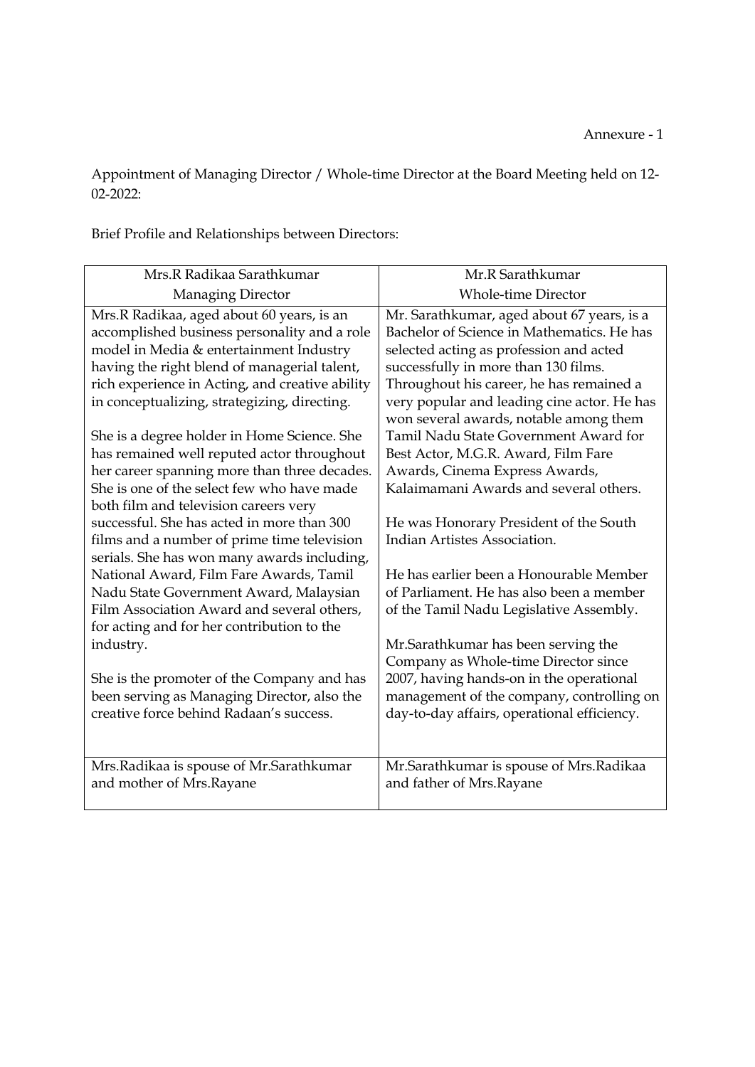Annexure - 1

Appointment of Managing Director / Whole-time Director at the Board Meeting held on 12-02-2022:

Brief Profile and Relationships between Directors:

| Mrs.R Radikaa Sarathkumar<br>Managing Director | Mr.R Sarathkumar<br>Whole-time Director |
|---|---|
| Mrs.R Radikaa, aged about 60 years, is an accomplished business personality and a role model in Media & entertainment Industry having the right blend of managerial talent, rich experience in Acting, and creative ability in conceptualizing, strategizing, directing.<br><br>She is a degree holder in Home Science. She has remained well reputed actor throughout her career spanning more than three decades. She is one of the select few who have made both film and television careers very successful. She has acted in more than 300 films and a number of prime time television serials. She has won many awards including, National Award, Film Fare Awards, Tamil Nadu State Government Award, Malaysian Film Association Award and several others, for acting and for her contribution to the industry.<br><br>She is the promoter of the Company and has been serving as Managing Director, also the creative force behind Radaan's success. | Mr. Sarathkumar, aged about 67 years, is a Bachelor of Science in Mathematics. He has selected acting as profession and acted successfully in more than 130 films. Throughout his career, he has remained a very popular and leading cine actor. He has won several awards, notable among them Tamil Nadu State Government Award for Best Actor, M.G.R. Award, Film Fare Awards, Cinema Express Awards, Kalaimamani Awards and several others.<br><br>He was Honorary President of the South Indian Artistes Association.<br><br>He has earlier been a Honourable Member of Parliament. He has also been a member of the Tamil Nadu Legislative Assembly.<br><br>Mr.Sarathkumar has been serving the Company as Whole-time Director since 2007, having hands-on in the operational management of the company, controlling on day-to-day affairs, operational efficiency. |
| Mrs.Radikaa is spouse of Mr.Sarathkumar and mother of Mrs.Rayane | Mr.Sarathkumar is spouse of Mrs.Radikaa and father of Mrs.Rayane |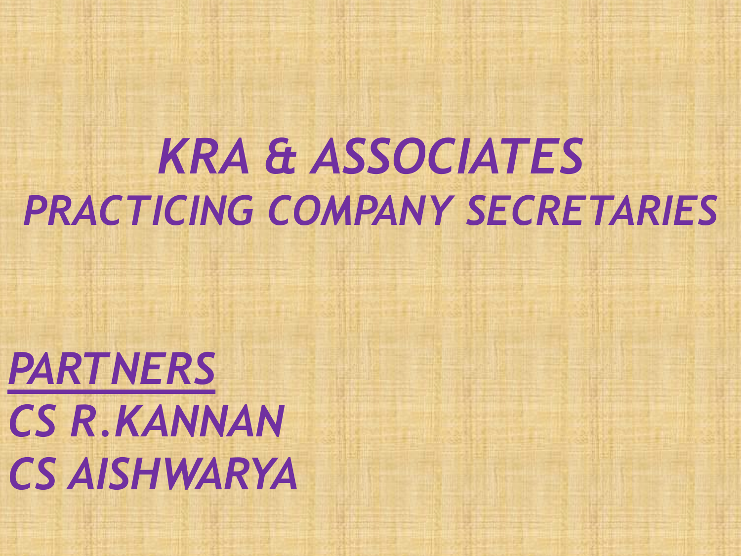# *KRA & ASSOCIATES*

## *PRACTICING COMPANY SECRETARIES*

***PARTNERS***

***CS R.KANNAN***

***CS AISHWARYA***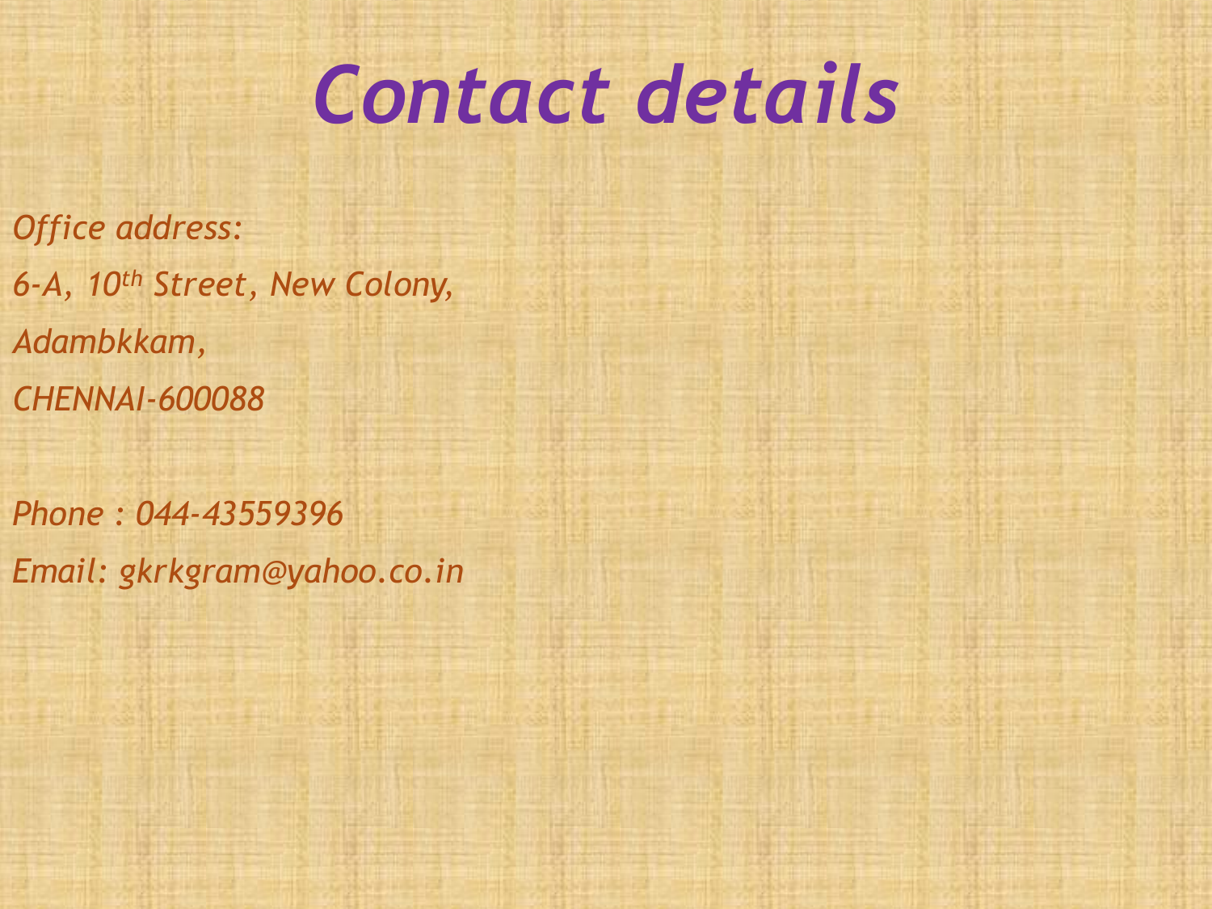# *Contact details*

*Office address:*

*6-A, 10th Street, New Colony,*

*Adambkkam,*

*CHENNAI-600088*

*Phone : 044-43559396*

*Email: gkrkgram@yahoo.co.in*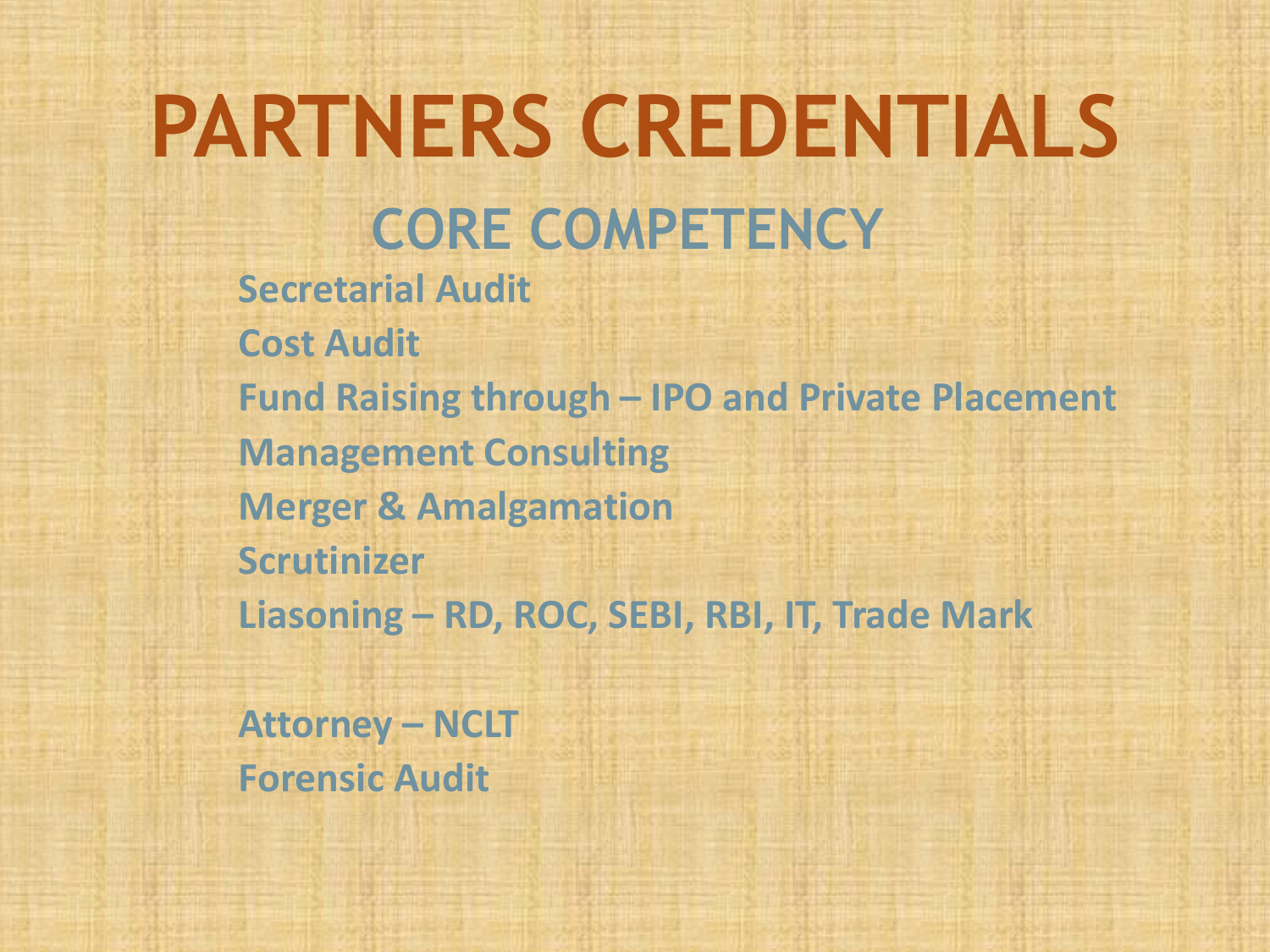# PARTNERS CREDENTIALS

## CORE COMPETENCY

**Secretarial Audit**
**Cost Audit**
**Fund Raising through – IPO and Private Placement**
**Management Consulting**
**Merger & Amalgamation**
**Scrutinizer**
**Liasoning – RD, ROC, SEBI, RBI, IT, Trade Mark**

**Attorney – NCLT**
**Forensic Audit**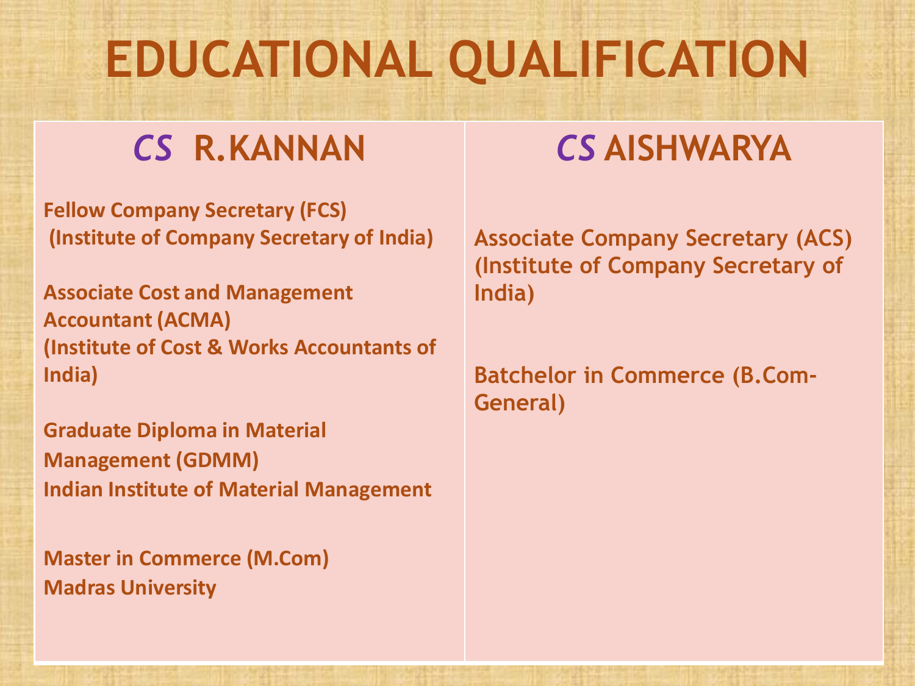# EDUCATIONAL QUALIFICATION

## *CS* R.KANNAN

**Fellow Company Secretary (FCS)**
**(Institute of Company Secretary of India)**

**Associate Cost and Management Accountant (ACMA)**
**(Institute of Cost & Works Accountants of India)**

**Graduate Diploma in Material Management (GDMM)**
**Indian Institute of Material Management**

**Master in Commerce (M.Com)**
**Madras University**

## *CS* AISHWARYA

**Associate Company Secretary (ACS)**
**(Institute of Company Secretary of India)**

**Batchelor in Commerce (B.Com- General)**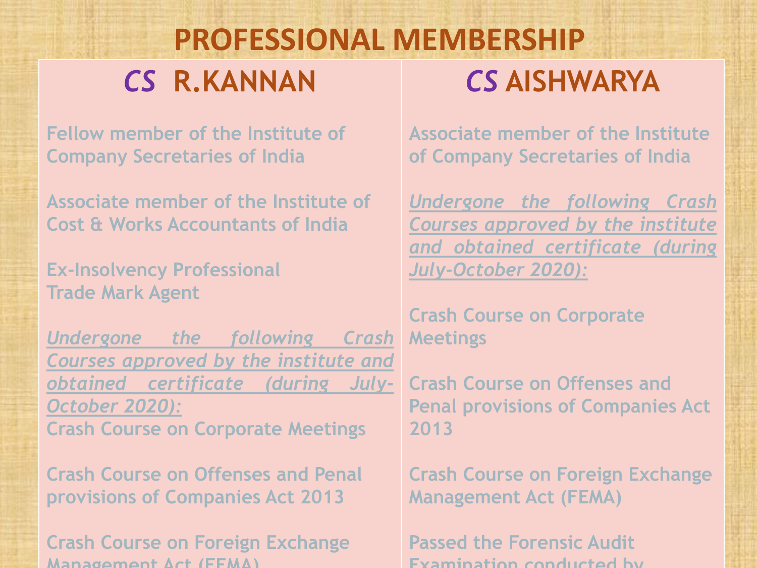# PROFESSIONAL MEMBERSHIP

## *CS* R.KANNAN

Fellow member of the Institute of Company Secretaries of India

Associate member of the Institute of Cost & Works Accountants of India

Ex-Insolvency Professional
Trade Mark Agent

*Undergone the following Crash Courses approved by the institute and obtained certificate (during July-October 2020):*

Crash Course on Corporate Meetings

Crash Course on Offenses and Penal provisions of Companies Act 2013

Crash Course on Foreign Exchange Management Act (FEMA)

## *CS* AISHWARYA

Associate member of the Institute of Company Secretaries of India

*Undergone the following Crash Courses approved by the institute and obtained certificate (during July-October 2020):*

Crash Course on Corporate Meetings

Crash Course on Offenses and Penal provisions of Companies Act 2013

Crash Course on Foreign Exchange Management Act (FEMA)

Passed the Forensic Audit Examination conducted by